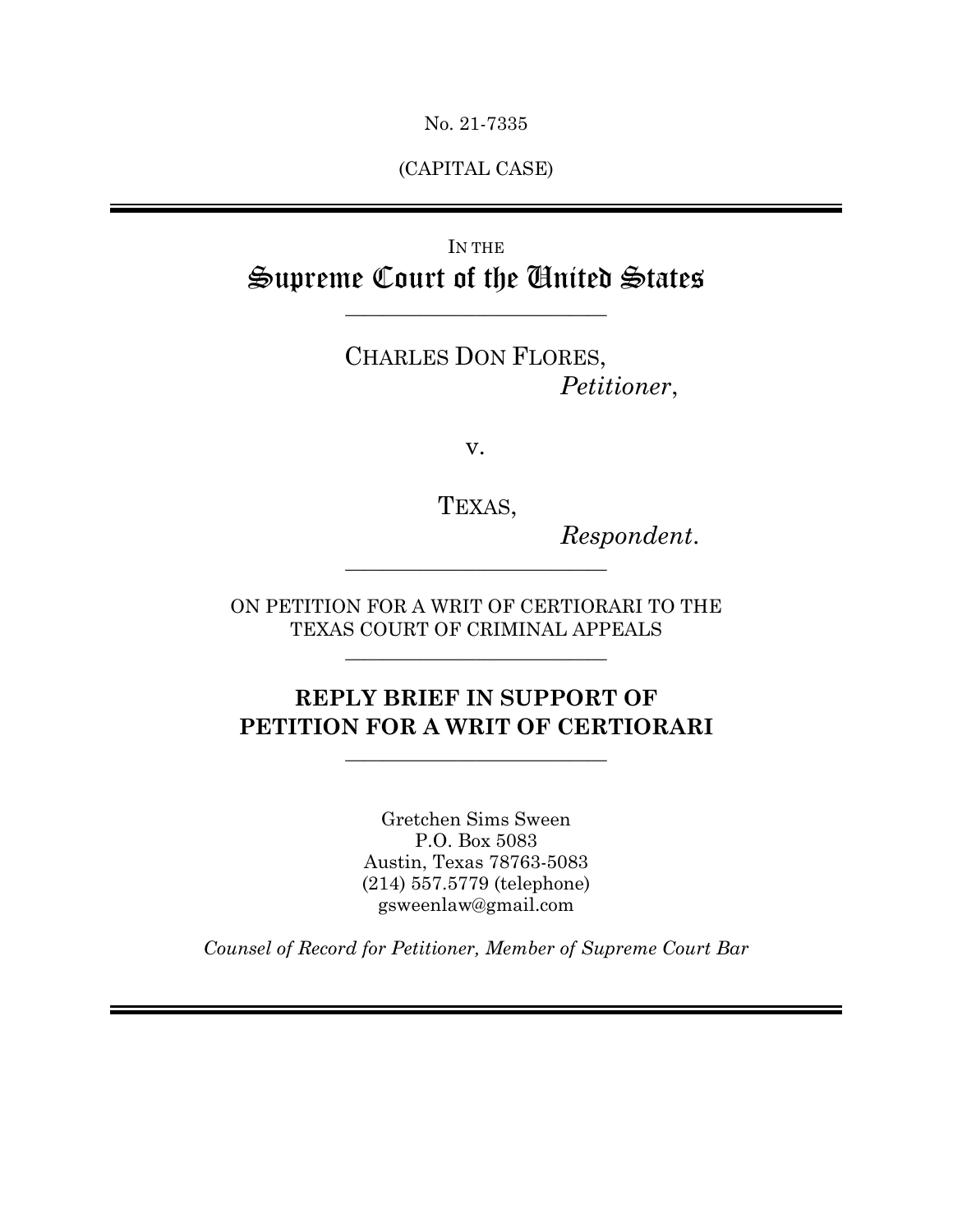No. 21-7335

(CAPITAL CASE)

---

IN THE

# Supreme Court of the United States

---

CHARLES DON FLORES,

*Petitioner*,

v.

TEXAS,

*Respondent*.

---

ON PETITION FOR A WRIT OF CERTIORARI TO THE TEXAS COURT OF CRIMINAL APPEALS

---

## REPLY BRIEF IN SUPPORT OF PETITION FOR A WRIT OF CERTIORARI

---

Gretchen Sims Sween
P.O. Box 5083
Austin, Texas 78763-5083
(214) 557.5779 (telephone)
gsweenlaw@gmail.com

*Counsel of Record for Petitioner, Member of Supreme Court Bar*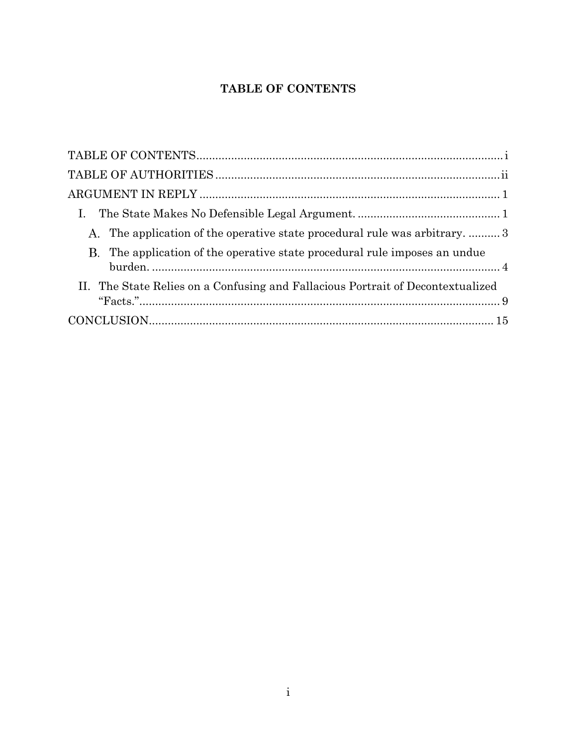# TABLE OF CONTENTS

TABLE OF CONTENTS .......... i

TABLE OF AUTHORITIES .......... ii

ARGUMENT IN REPLY .......... 1

I. The State Makes No Defensible Legal Argument. .......... 1

A. The application of the operative state procedural rule was arbitrary. .......... 3

B. The application of the operative state procedural rule imposes an undue burden. .......... 4

II. The State Relies on a Confusing and Fallacious Portrait of Decontextualized "Facts." .......... 9

CONCLUSION .......... 15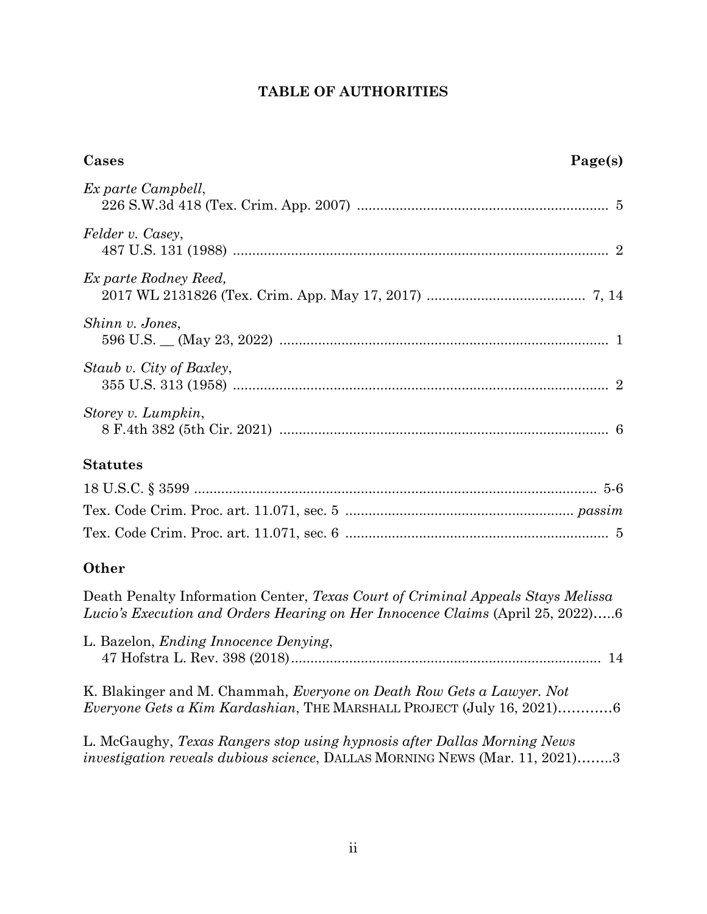# TABLE OF AUTHORITIES

**Cases** **Page(s)**

*Ex parte Campbell*,
226 S.W.3d 418 (Tex. Crim. App. 2007) ................................................................ 5

*Felder v. Casey*,
487 U.S. 131 (1988) ................................................................................................. 2

*Ex parte Rodney Reed,*
2017 WL 2131826 (Tex. Crim. App. May 17, 2017) ......................................... 7, 14

*Shinn v. Jones*,
596 U.S. __ (May 23, 2022) ..................................................................................... 1

*Staub v. City of Baxley*,
355 U.S. 313 (1958) ................................................................................................. 2

*Storey v. Lumpkin*,
8 F.4th 382 (5th Cir. 2021) ..................................................................................... 6

**Statutes**

18 U.S.C. § 3599 ........................................................................................................ 5-6

Tex. Code Crim. Proc. art. 11.071, sec. 5 ........................................................... *passim*

Tex. Code Crim. Proc. art. 11.071, sec. 6 .................................................................... 5

**Other**

Death Penalty Information Center, *Texas Court of Criminal Appeals Stays Melissa Lucio's Execution and Orders Hearing on Her Innocence Claims* (April 25, 2022).....6

L. Bazelon, *Ending Innocence Denying*,
47 Hofstra L. Rev. 398 (2018)................................................................................ 14

K. Blakinger and M. Chammah, *Everyone on Death Row Gets a Lawyer. Not Everyone Gets a Kim Kardashian*, THE MARSHALL PROJECT (July 16, 2021)............6

L. McGaughy, *Texas Rangers stop using hypnosis after Dallas Morning News investigation reveals dubious science*, DALLAS MORNING NEWS (Mar. 11, 2021)........3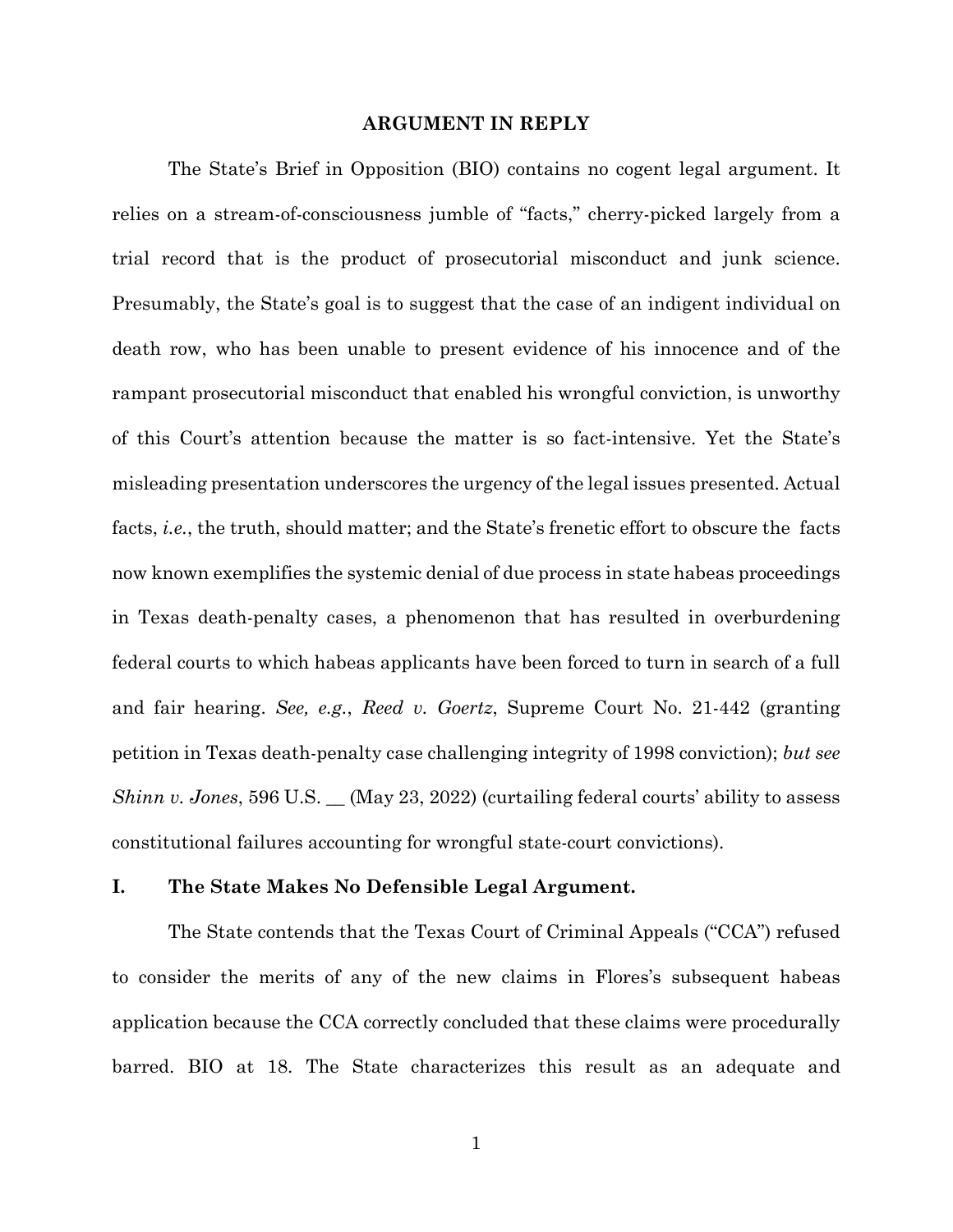## ARGUMENT IN REPLY

The State's Brief in Opposition (BIO) contains no cogent legal argument. It relies on a stream-of-consciousness jumble of "facts," cherry-picked largely from a trial record that is the product of prosecutorial misconduct and junk science. Presumably, the State's goal is to suggest that the case of an indigent individual on death row, who has been unable to present evidence of his innocence and of the rampant prosecutorial misconduct that enabled his wrongful conviction, is unworthy of this Court's attention because the matter is so fact-intensive. Yet the State's misleading presentation underscores the urgency of the legal issues presented. Actual facts, *i.e.*, the truth, should matter; and the State's frenetic effort to obscure the facts now known exemplifies the systemic denial of due process in state habeas proceedings in Texas death-penalty cases, a phenomenon that has resulted in overburdening federal courts to which habeas applicants have been forced to turn in search of a full and fair hearing. *See, e.g.*, *Reed v. Goertz*, Supreme Court No. 21-442 (granting petition in Texas death-penalty case challenging integrity of 1998 conviction); *but see Shinn v. Jones*, 596 U.S. __ (May 23, 2022) (curtailing federal courts' ability to assess constitutional failures accounting for wrongful state-court convictions).

### I. The State Makes No Defensible Legal Argument.

The State contends that the Texas Court of Criminal Appeals ("CCA") refused to consider the merits of any of the new claims in Flores's subsequent habeas application because the CCA correctly concluded that these claims were procedurally barred. BIO at 18. The State characterizes this result as an adequate and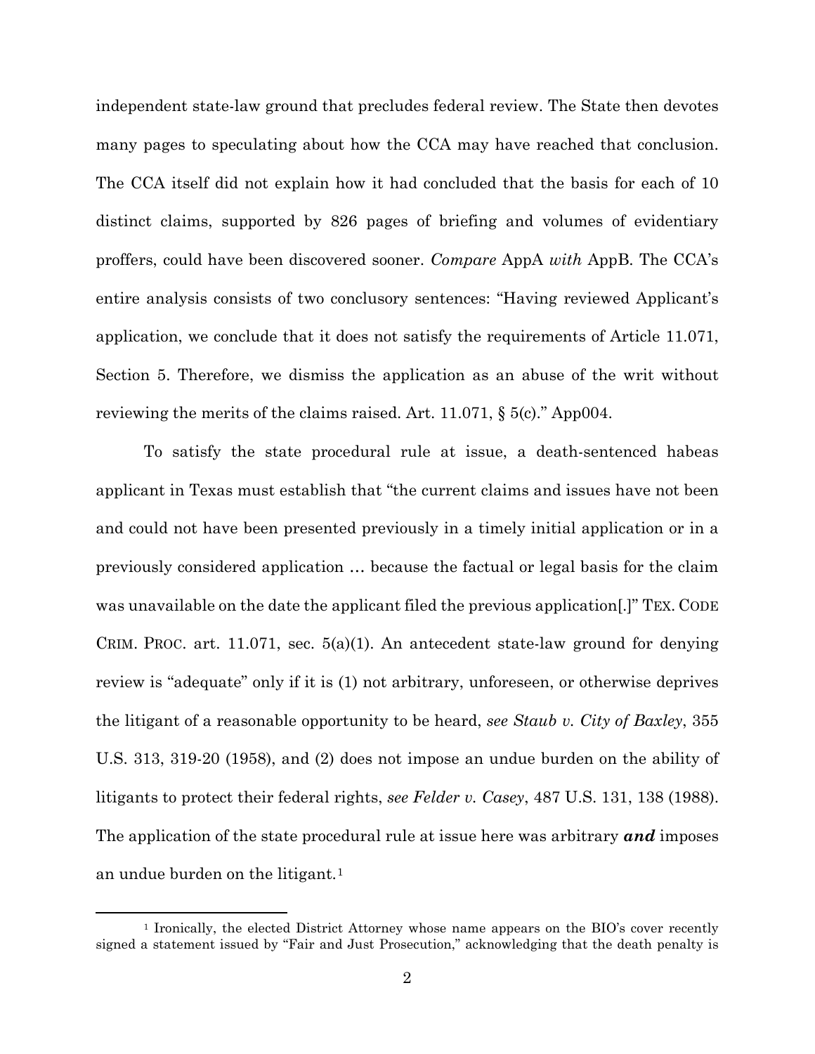independent state-law ground that precludes federal review. The State then devotes many pages to speculating about how the CCA may have reached that conclusion. The CCA itself did not explain how it had concluded that the basis for each of 10 distinct claims, supported by 826 pages of briefing and volumes of evidentiary proffers, could have been discovered sooner. *Compare* AppA *with* AppB. The CCA's entire analysis consists of two conclusory sentences: "Having reviewed Applicant's application, we conclude that it does not satisfy the requirements of Article 11.071, Section 5. Therefore, we dismiss the application as an abuse of the writ without reviewing the merits of the claims raised. Art. 11.071, § 5(c)." App004.

To satisfy the state procedural rule at issue, a death-sentenced habeas applicant in Texas must establish that "the current claims and issues have not been and could not have been presented previously in a timely initial application or in a previously considered application … because the factual or legal basis for the claim was unavailable on the date the applicant filed the previous application[.]" TEX. CODE CRIM. PROC. art. 11.071, sec. 5(a)(1). An antecedent state-law ground for denying review is "adequate" only if it is (1) not arbitrary, unforeseen, or otherwise deprives the litigant of a reasonable opportunity to be heard, *see Staub v. City of Baxley*, 355 U.S. 313, 319-20 (1958), and (2) does not impose an undue burden on the ability of litigants to protect their federal rights, *see Felder v. Casey*, 487 U.S. 131, 138 (1988). The application of the state procedural rule at issue here was arbitrary ***and*** imposes an undue burden on the litigant.[1]

[1] Ironically, the elected District Attorney whose name appears on the BIO's cover recently signed a statement issued by "Fair and Just Prosecution," acknowledging that the death penalty is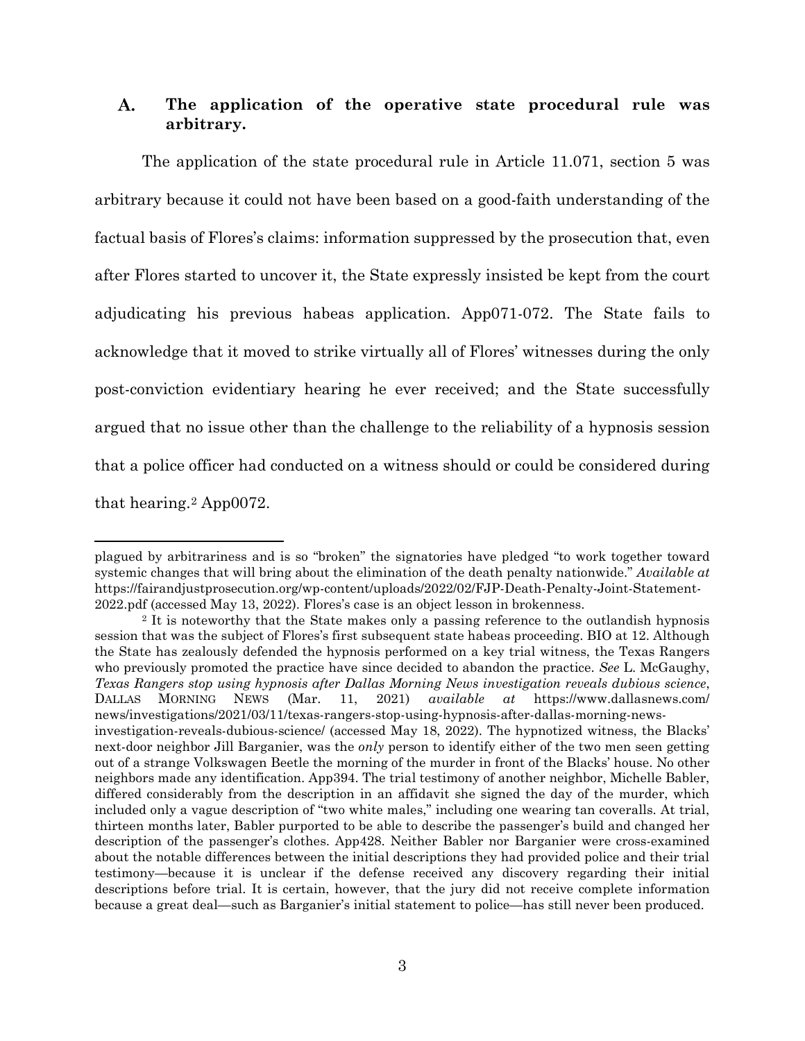## A. The application of the operative state procedural rule was arbitrary.

The application of the state procedural rule in Article 11.071, section 5 was arbitrary because it could not have been based on a good-faith understanding of the factual basis of Flores's claims: information suppressed by the prosecution that, even after Flores started to uncover it, the State expressly insisted be kept from the court adjudicating his previous habeas application. App071-072. The State fails to acknowledge that it moved to strike virtually all of Flores' witnesses during the only post-conviction evidentiary hearing he ever received; and the State successfully argued that no issue other than the challenge to the reliability of a hypnosis session that a police officer had conducted on a witness should or could be considered during that hearing.[2] App0072.

---

plagued by arbitrariness and is so "broken" the signatories have pledged "to work together toward systemic changes that will bring about the elimination of the death penalty nationwide." *Available at* https://fairandjustprosecution.org/wp-content/uploads/2022/02/FJP-Death-Penalty-Joint-Statement-2022.pdf (accessed May 13, 2022). Flores's case is an object lesson in brokenness.

[2] It is noteworthy that the State makes only a passing reference to the outlandish hypnosis session that was the subject of Flores's first subsequent state habeas proceeding. BIO at 12. Although the State has zealously defended the hypnosis performed on a key trial witness, the Texas Rangers who previously promoted the practice have since decided to abandon the practice. *See* L. McGaughy, *Texas Rangers stop using hypnosis after Dallas Morning News investigation reveals dubious science*, DALLAS MORNING NEWS (Mar. 11, 2021) *available at* https://www.dallasnews.com/news/investigations/2021/03/11/texas-rangers-stop-using-hypnosis-after-dallas-morning-news-investigation-reveals-dubious-science/ (accessed May 18, 2022). The hypnotized witness, the Blacks' next-door neighbor Jill Barganier, was the *only* person to identify either of the two men seen getting out of a strange Volkswagen Beetle the morning of the murder in front of the Blacks' house. No other neighbors made any identification. App394. The trial testimony of another neighbor, Michelle Babler, differed considerably from the description in an affidavit she signed the day of the murder, which included only a vague description of "two white males," including one wearing tan coveralls. At trial, thirteen months later, Babler purported to be able to describe the passenger's build and changed her description of the passenger's clothes. App428. Neither Babler nor Barganier were cross-examined about the notable differences between the initial descriptions they had provided police and their trial testimony—because it is unclear if the defense received any discovery regarding their initial descriptions before trial. It is certain, however, that the jury did not receive complete information because a great deal—such as Barganier's initial statement to police—has still never been produced.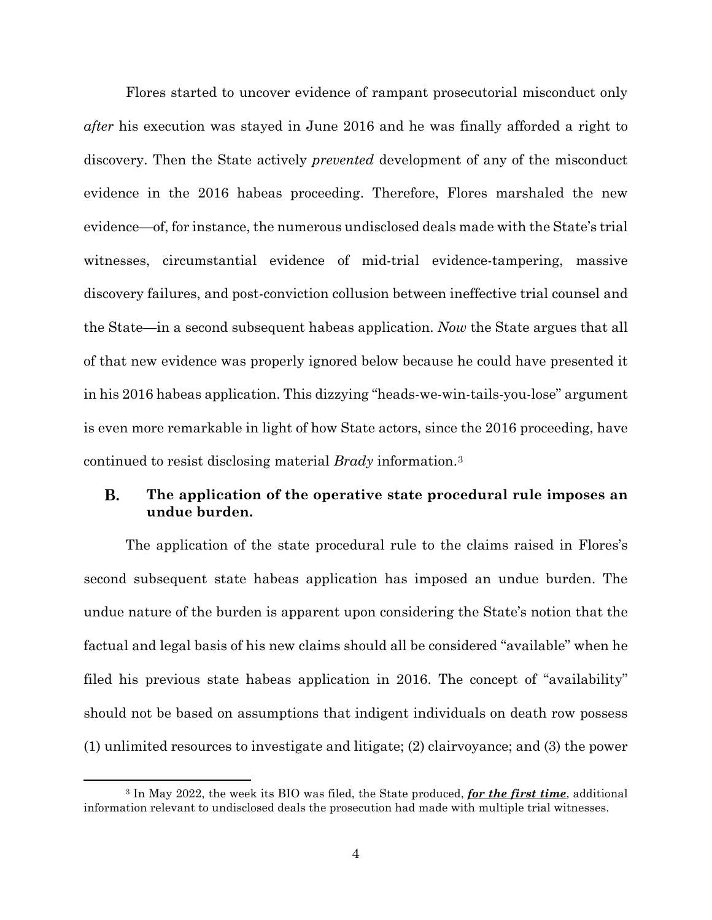Flores started to uncover evidence of rampant prosecutorial misconduct only *after* his execution was stayed in June 2016 and he was finally afforded a right to discovery. Then the State actively *prevented* development of any of the misconduct evidence in the 2016 habeas proceeding. Therefore, Flores marshaled the new evidence—of, for instance, the numerous undisclosed deals made with the State's trial witnesses, circumstantial evidence of mid-trial evidence-tampering, massive discovery failures, and post-conviction collusion between ineffective trial counsel and the State—in a second subsequent habeas application. *Now* the State argues that all of that new evidence was properly ignored below because he could have presented it in his 2016 habeas application. This dizzying "heads-we-win-tails-you-lose" argument is even more remarkable in light of how State actors, since the 2016 proceeding, have continued to resist disclosing material *Brady* information.[3]

### B. The application of the operative state procedural rule imposes an undue burden.

The application of the state procedural rule to the claims raised in Flores's second subsequent state habeas application has imposed an undue burden. The undue nature of the burden is apparent upon considering the State's notion that the factual and legal basis of his new claims should all be considered "available" when he filed his previous state habeas application in 2016. The concept of "availability" should not be based on assumptions that indigent individuals on death row possess (1) unlimited resources to investigate and litigate; (2) clairvoyance; and (3) the power

[3] In May 2022, the week its BIO was filed, the State produced, ***for the first time***, additional information relevant to undisclosed deals the prosecution had made with multiple trial witnesses.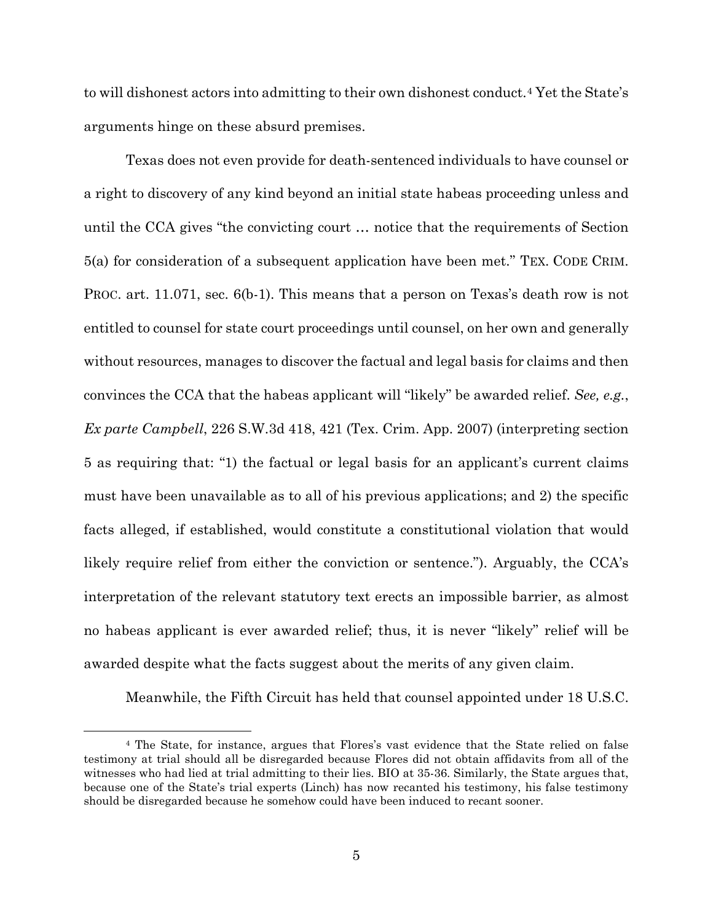to will dishonest actors into admitting to their own dishonest conduct.[4] Yet the State's arguments hinge on these absurd premises.

Texas does not even provide for death-sentenced individuals to have counsel or a right to discovery of any kind beyond an initial state habeas proceeding unless and until the CCA gives "the convicting court … notice that the requirements of Section 5(a) for consideration of a subsequent application have been met." TEX. CODE CRIM. PROC. art. 11.071, sec. 6(b-1). This means that a person on Texas's death row is not entitled to counsel for state court proceedings until counsel, on her own and generally without resources, manages to discover the factual and legal basis for claims and then convinces the CCA that the habeas applicant will "likely" be awarded relief. *See, e.g.*, *Ex parte Campbell*, 226 S.W.3d 418, 421 (Tex. Crim. App. 2007) (interpreting section 5 as requiring that: "1) the factual or legal basis for an applicant's current claims must have been unavailable as to all of his previous applications; and 2) the specific facts alleged, if established, would constitute a constitutional violation that would likely require relief from either the conviction or sentence."). Arguably, the CCA's interpretation of the relevant statutory text erects an impossible barrier, as almost no habeas applicant is ever awarded relief; thus, it is never "likely" relief will be awarded despite what the facts suggest about the merits of any given claim.

Meanwhile, the Fifth Circuit has held that counsel appointed under 18 U.S.C.

---

[4] The State, for instance, argues that Flores's vast evidence that the State relied on false testimony at trial should all be disregarded because Flores did not obtain affidavits from all of the witnesses who had lied at trial admitting to their lies. BIO at 35-36. Similarly, the State argues that, because one of the State's trial experts (Linch) has now recanted his testimony, his false testimony should be disregarded because he somehow could have been induced to recant sooner.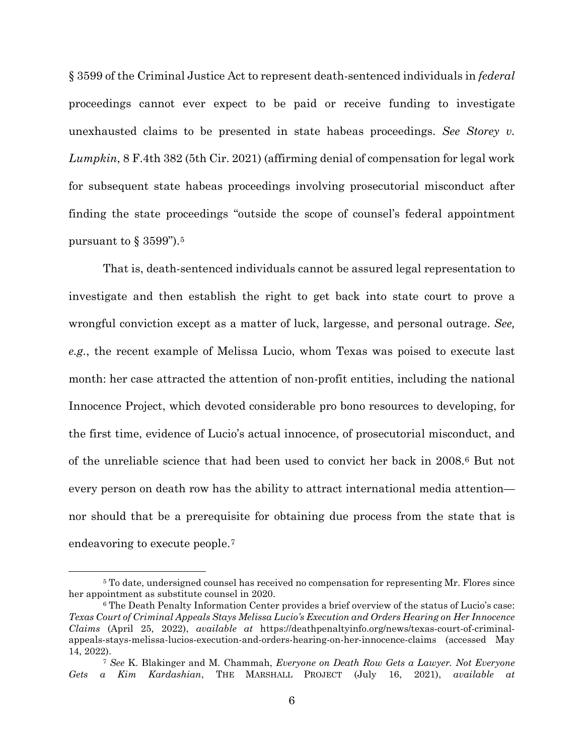§ 3599 of the Criminal Justice Act to represent death-sentenced individuals in *federal* proceedings cannot ever expect to be paid or receive funding to investigate unexhausted claims to be presented in state habeas proceedings. *See Storey v. Lumpkin*, 8 F.4th 382 (5th Cir. 2021) (affirming denial of compensation for legal work for subsequent state habeas proceedings involving prosecutorial misconduct after finding the state proceedings "outside the scope of counsel's federal appointment pursuant to § 3599").[5]

That is, death-sentenced individuals cannot be assured legal representation to investigate and then establish the right to get back into state court to prove a wrongful conviction except as a matter of luck, largesse, and personal outrage. *See, e.g.*, the recent example of Melissa Lucio, whom Texas was poised to execute last month: her case attracted the attention of non-profit entities, including the national Innocence Project, which devoted considerable pro bono resources to developing, for the first time, evidence of Lucio's actual innocence, of prosecutorial misconduct, and of the unreliable science that had been used to convict her back in 2008.[6] But not every person on death row has the ability to attract international media attention—nor should that be a prerequisite for obtaining due process from the state that is endeavoring to execute people.[7]

---

[5] To date, undersigned counsel has received no compensation for representing Mr. Flores since her appointment as substitute counsel in 2020.

[6] The Death Penalty Information Center provides a brief overview of the status of Lucio's case: *Texas Court of Criminal Appeals Stays Melissa Lucio's Execution and Orders Hearing on Her Innocence Claims* (April 25, 2022), *available at* https://deathpenaltyinfo.org/news/texas-court-of-criminal-appeals-stays-melissa-lucios-execution-and-orders-hearing-on-her-innocence-claims (accessed May 14, 2022).

[7] *See* K. Blakinger and M. Chammah, *Everyone on Death Row Gets a Lawyer. Not Everyone Gets a Kim Kardashian*, THE MARSHALL PROJECT (July 16, 2021), *available at*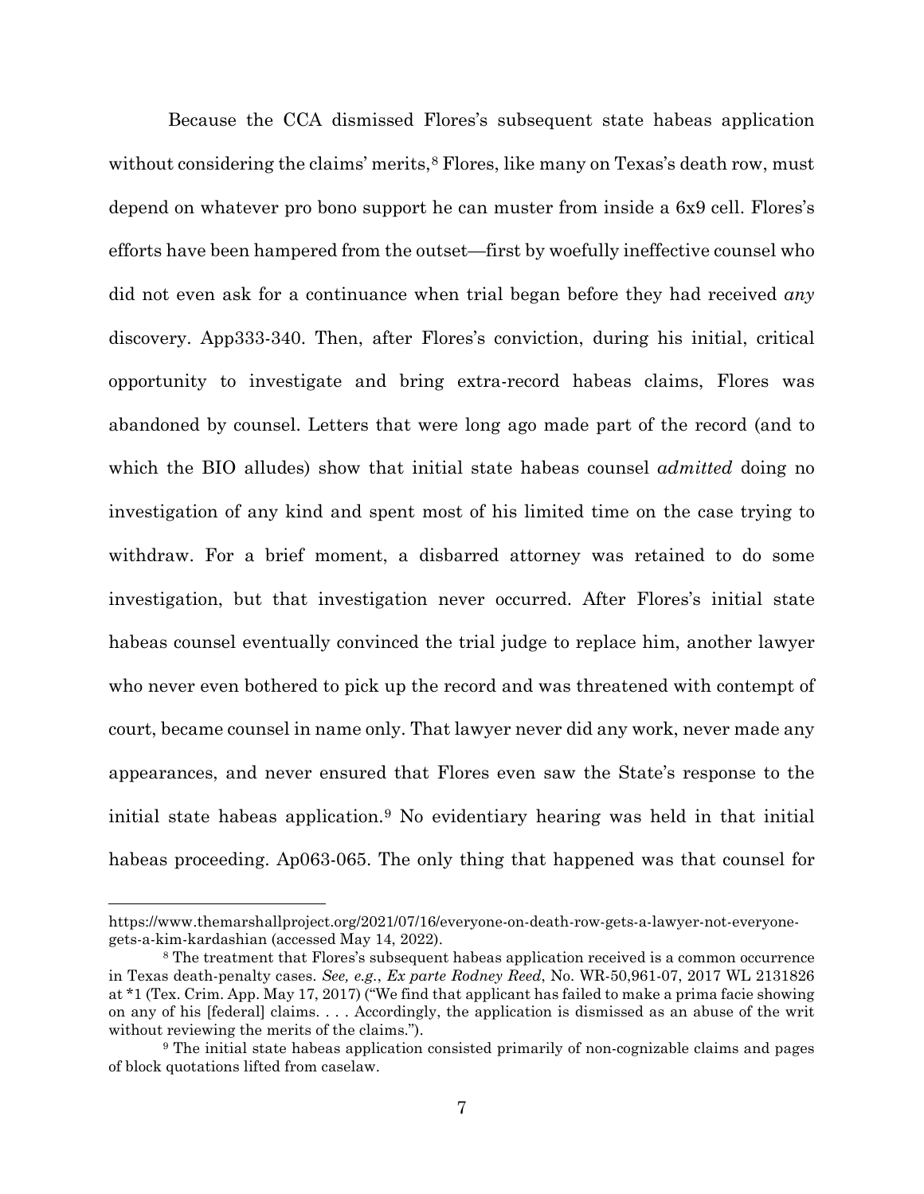Because the CCA dismissed Flores's subsequent state habeas application without considering the claims' merits,[8] Flores, like many on Texas's death row, must depend on whatever pro bono support he can muster from inside a 6x9 cell. Flores's efforts have been hampered from the outset—first by woefully ineffective counsel who did not even ask for a continuance when trial began before they had received *any* discovery. App333-340. Then, after Flores's conviction, during his initial, critical opportunity to investigate and bring extra-record habeas claims, Flores was abandoned by counsel. Letters that were long ago made part of the record (and to which the BIO alludes) show that initial state habeas counsel *admitted* doing no investigation of any kind and spent most of his limited time on the case trying to withdraw. For a brief moment, a disbarred attorney was retained to do some investigation, but that investigation never occurred. After Flores's initial state habeas counsel eventually convinced the trial judge to replace him, another lawyer who never even bothered to pick up the record and was threatened with contempt of court, became counsel in name only. That lawyer never did any work, never made any appearances, and never ensured that Flores even saw the State's response to the initial state habeas application.[9] No evidentiary hearing was held in that initial habeas proceeding. Ap063-065. The only thing that happened was that counsel for

---

https://www.themarshallproject.org/2021/07/16/everyone-on-death-row-gets-a-lawyer-not-everyone-gets-a-kim-kardashian (accessed May 14, 2022).

[8] The treatment that Flores's subsequent habeas application received is a common occurrence in Texas death-penalty cases. *See, e.g.*, *Ex parte Rodney Reed*, No. WR-50,961-07, 2017 WL 2131826 at *1 (Tex. Crim. App. May 17, 2017) ("We find that applicant has failed to make a prima facie showing on any of his [federal] claims. . . . Accordingly, the application is dismissed as an abuse of the writ without reviewing the merits of the claims.").

[9] The initial state habeas application consisted primarily of non-cognizable claims and pages of block quotations lifted from caselaw.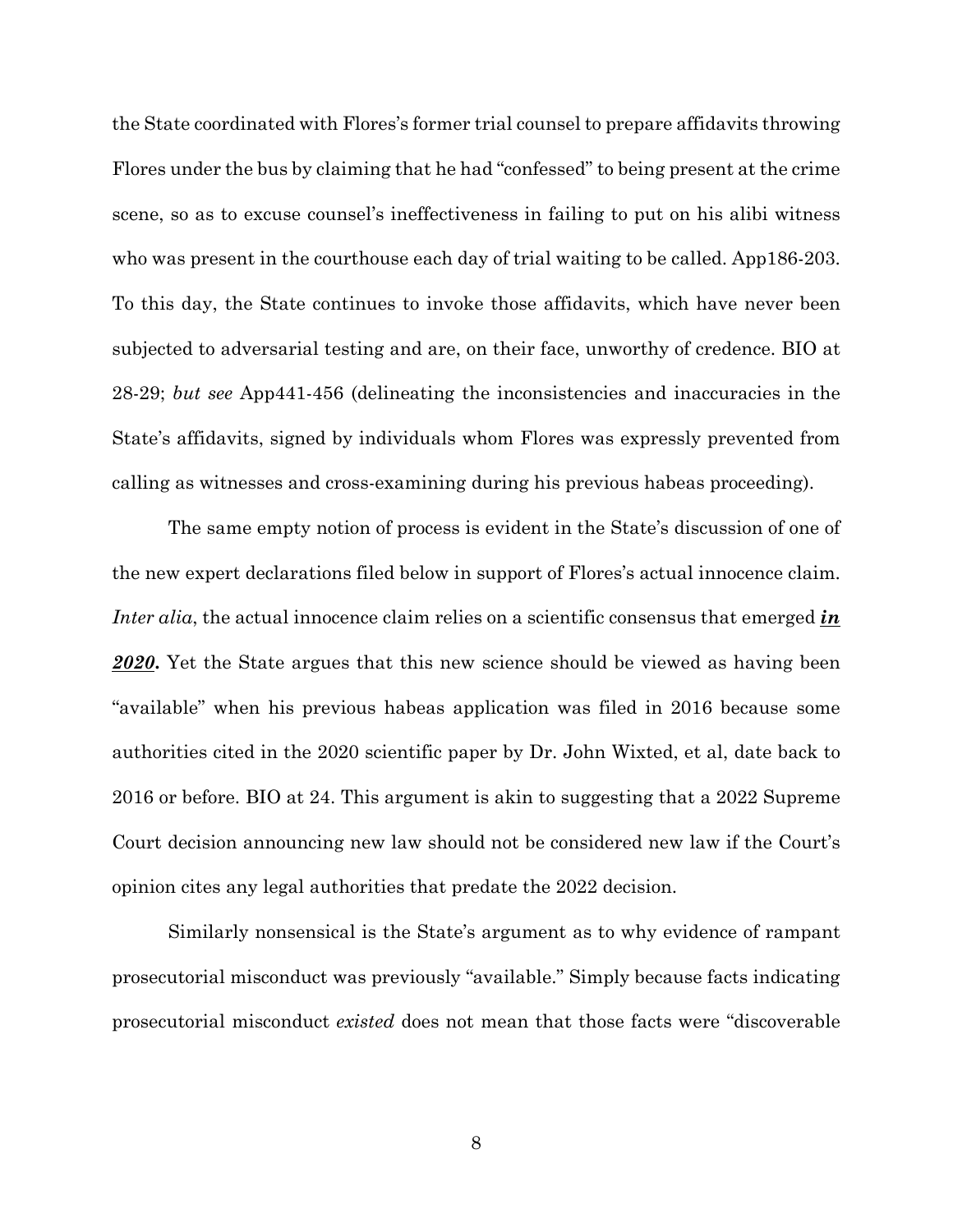the State coordinated with Flores's former trial counsel to prepare affidavits throwing Flores under the bus by claiming that he had "confessed" to being present at the crime scene, so as to excuse counsel's ineffectiveness in failing to put on his alibi witness who was present in the courthouse each day of trial waiting to be called. App186-203. To this day, the State continues to invoke those affidavits, which have never been subjected to adversarial testing and are, on their face, unworthy of credence. BIO at 28-29; *but see* App441-456 (delineating the inconsistencies and inaccuracies in the State's affidavits, signed by individuals whom Flores was expressly prevented from calling as witnesses and cross-examining during his previous habeas proceeding).

The same empty notion of process is evident in the State's discussion of one of the new expert declarations filed below in support of Flores's actual innocence claim. *Inter alia*, the actual innocence claim relies on a scientific consensus that emerged ***<u>in 2020</u>*.** Yet the State argues that this new science should be viewed as having been "available" when his previous habeas application was filed in 2016 because some authorities cited in the 2020 scientific paper by Dr. John Wixted, et al, date back to 2016 or before. BIO at 24. This argument is akin to suggesting that a 2022 Supreme Court decision announcing new law should not be considered new law if the Court's opinion cites any legal authorities that predate the 2022 decision.

Similarly nonsensical is the State's argument as to why evidence of rampant prosecutorial misconduct was previously "available." Simply because facts indicating prosecutorial misconduct *existed* does not mean that those facts were "discoverable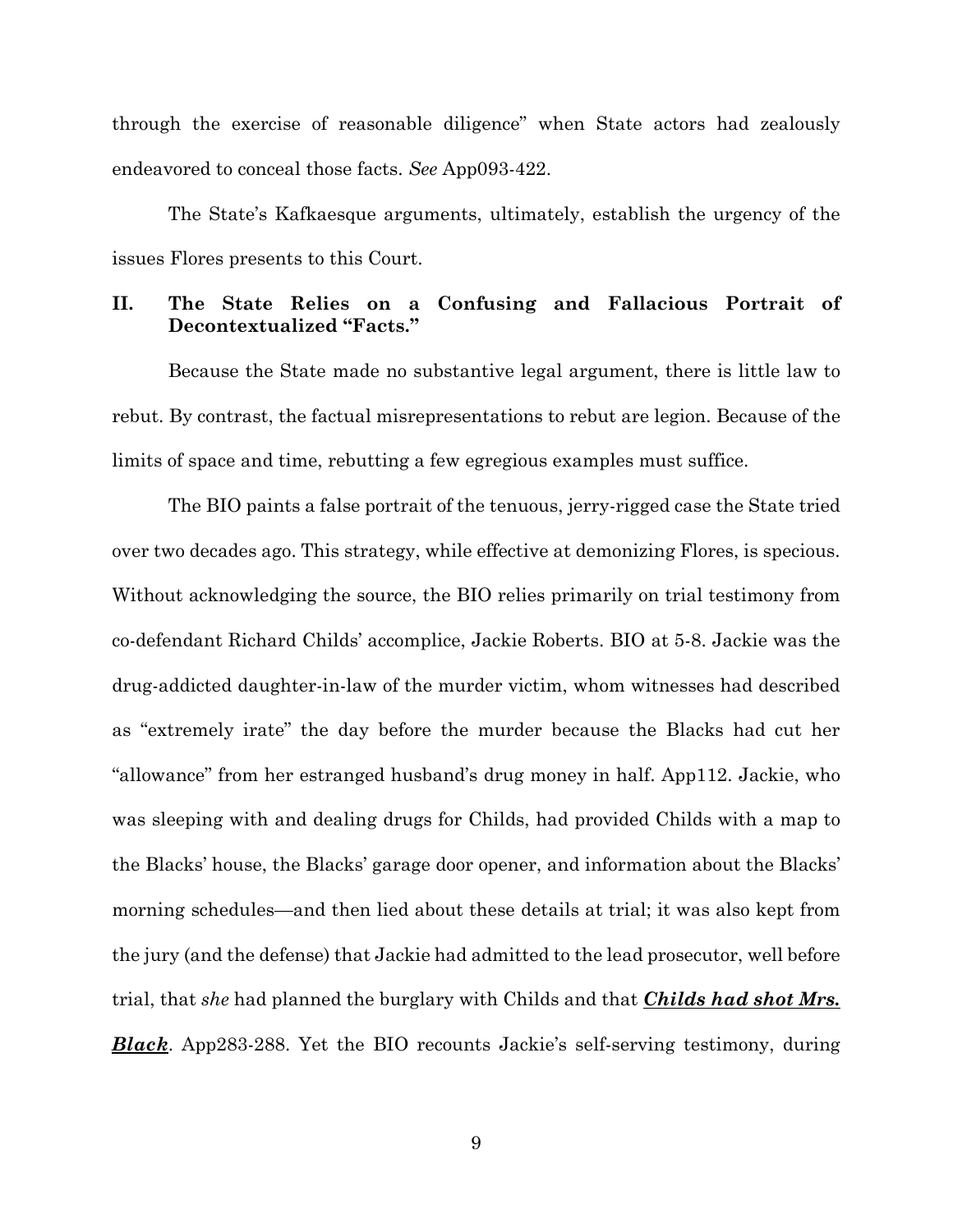through the exercise of reasonable diligence" when State actors had zealously endeavored to conceal those facts. *See* App093-422.

The State's Kafkaesque arguments, ultimately, establish the urgency of the issues Flores presents to this Court.

## II. The State Relies on a Confusing and Fallacious Portrait of Decontextualized "Facts."

Because the State made no substantive legal argument, there is little law to rebut. By contrast, the factual misrepresentations to rebut are legion. Because of the limits of space and time, rebutting a few egregious examples must suffice.

The BIO paints a false portrait of the tenuous, jerry-rigged case the State tried over two decades ago. This strategy, while effective at demonizing Flores, is specious. Without acknowledging the source, the BIO relies primarily on trial testimony from co-defendant Richard Childs' accomplice, Jackie Roberts. BIO at 5-8. Jackie was the drug-addicted daughter-in-law of the murder victim, whom witnesses had described as "extremely irate" the day before the murder because the Blacks had cut her "allowance" from her estranged husband's drug money in half. App112. Jackie, who was sleeping with and dealing drugs for Childs, had provided Childs with a map to the Blacks' house, the Blacks' garage door opener, and information about the Blacks' morning schedules—and then lied about these details at trial; it was also kept from the jury (and the defense) that Jackie had admitted to the lead prosecutor, well before trial, that *she* had planned the burglary with Childs and that ***<u>Childs had shot Mrs. Black</u>***. App283-288. Yet the BIO recounts Jackie's self-serving testimony, during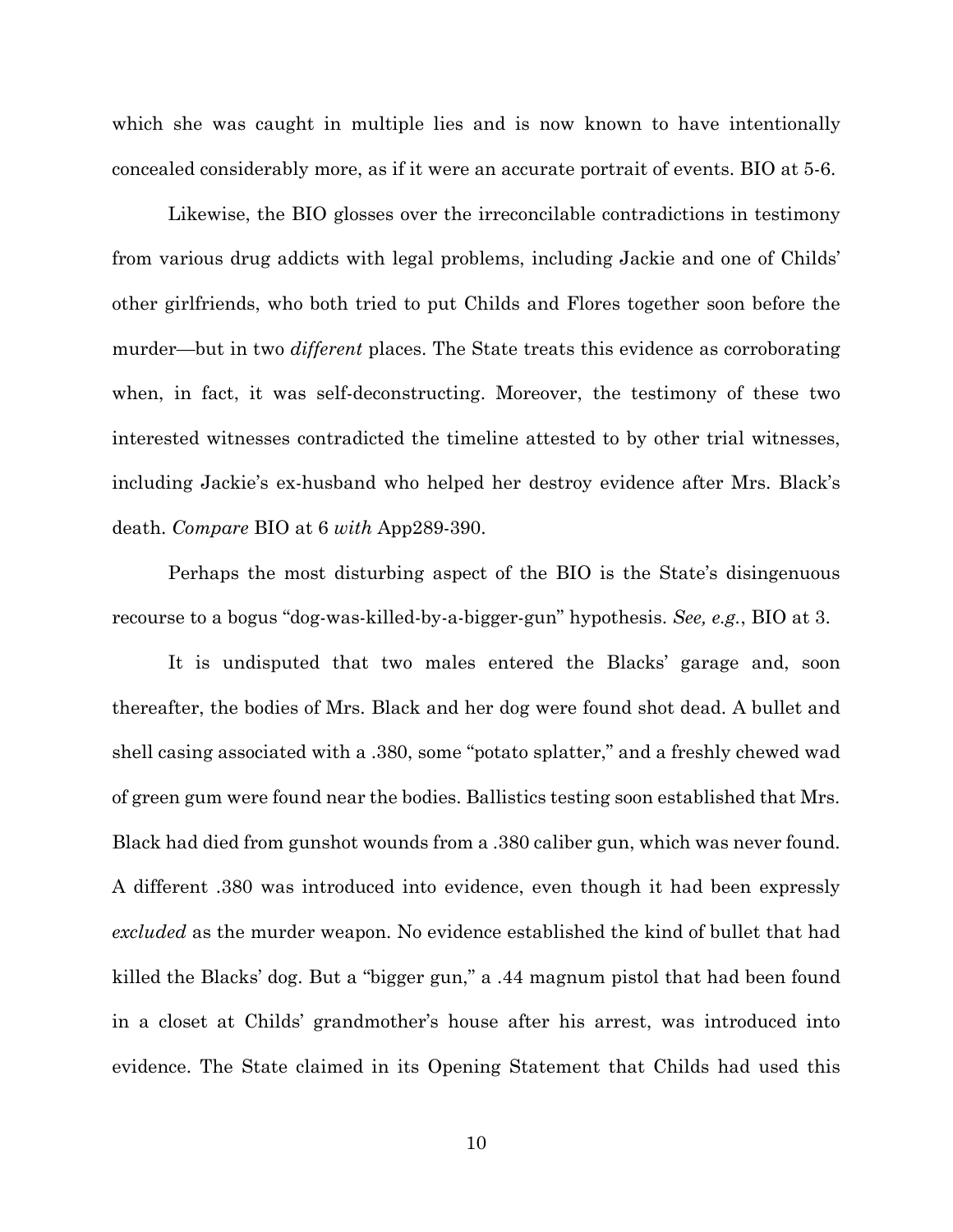which she was caught in multiple lies and is now known to have intentionally concealed considerably more, as if it were an accurate portrait of events. BIO at 5-6.

Likewise, the BIO glosses over the irreconcilable contradictions in testimony from various drug addicts with legal problems, including Jackie and one of Childs' other girlfriends, who both tried to put Childs and Flores together soon before the murder—but in two *different* places. The State treats this evidence as corroborating when, in fact, it was self-deconstructing. Moreover, the testimony of these two interested witnesses contradicted the timeline attested to by other trial witnesses, including Jackie's ex-husband who helped her destroy evidence after Mrs. Black's death. *Compare* BIO at 6 *with* App289-390.

Perhaps the most disturbing aspect of the BIO is the State's disingenuous recourse to a bogus "dog-was-killed-by-a-bigger-gun" hypothesis. *See, e.g.*, BIO at 3.

It is undisputed that two males entered the Blacks' garage and, soon thereafter, the bodies of Mrs. Black and her dog were found shot dead. A bullet and shell casing associated with a .380, some "potato splatter," and a freshly chewed wad of green gum were found near the bodies. Ballistics testing soon established that Mrs. Black had died from gunshot wounds from a .380 caliber gun, which was never found. A different .380 was introduced into evidence, even though it had been expressly *excluded* as the murder weapon. No evidence established the kind of bullet that had killed the Blacks' dog. But a "bigger gun," a .44 magnum pistol that had been found in a closet at Childs' grandmother's house after his arrest, was introduced into evidence. The State claimed in its Opening Statement that Childs had used this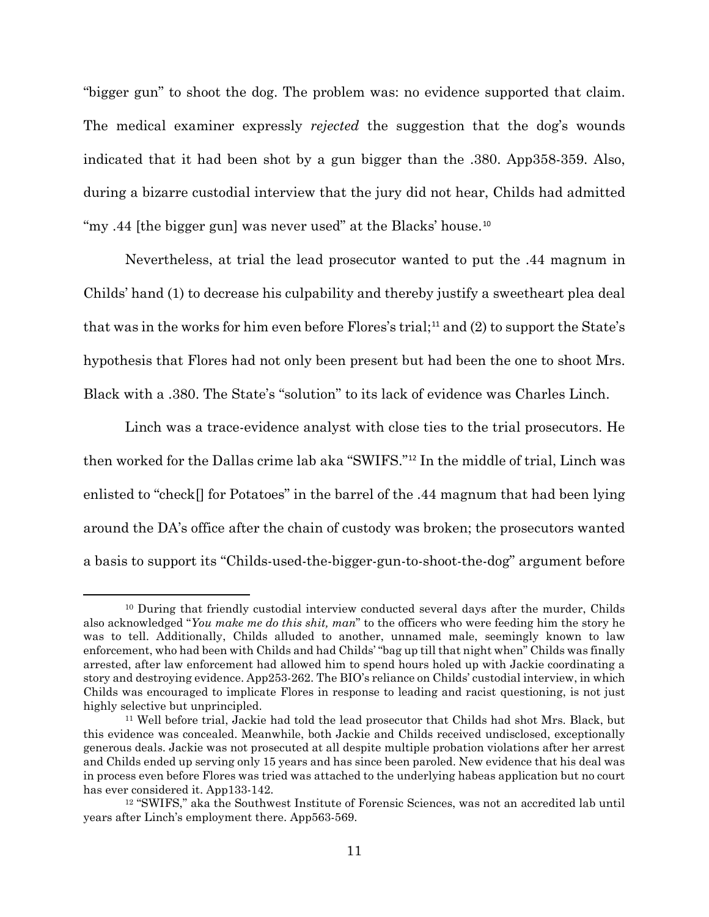"bigger gun" to shoot the dog. The problem was: no evidence supported that claim. The medical examiner expressly *rejected* the suggestion that the dog's wounds indicated that it had been shot by a gun bigger than the .380. App358-359. Also, during a bizarre custodial interview that the jury did not hear, Childs had admitted "my .44 [the bigger gun] was never used" at the Blacks' house.[10]

Nevertheless, at trial the lead prosecutor wanted to put the .44 magnum in Childs' hand (1) to decrease his culpability and thereby justify a sweetheart plea deal that was in the works for him even before Flores's trial;[11] and (2) to support the State's hypothesis that Flores had not only been present but had been the one to shoot Mrs. Black with a .380. The State's "solution" to its lack of evidence was Charles Linch.

Linch was a trace-evidence analyst with close ties to the trial prosecutors. He then worked for the Dallas crime lab aka "SWIFS."[12] In the middle of trial, Linch was enlisted to "check[] for Potatoes" in the barrel of the .44 magnum that had been lying around the DA's office after the chain of custody was broken; the prosecutors wanted a basis to support its "Childs-used-the-bigger-gun-to-shoot-the-dog" argument before

---

[10] During that friendly custodial interview conducted several days after the murder, Childs also acknowledged "*You make me do this shit, man*" to the officers who were feeding him the story he was to tell. Additionally, Childs alluded to another, unnamed male, seemingly known to law enforcement, who had been with Childs and had Childs' "bag up till that night when" Childs was finally arrested, after law enforcement had allowed him to spend hours holed up with Jackie coordinating a story and destroying evidence. App253-262. The BIO's reliance on Childs' custodial interview, in which Childs was encouraged to implicate Flores in response to leading and racist questioning, is not just highly selective but unprincipled.

[11] Well before trial, Jackie had told the lead prosecutor that Childs had shot Mrs. Black, but this evidence was concealed. Meanwhile, both Jackie and Childs received undisclosed, exceptionally generous deals. Jackie was not prosecuted at all despite multiple probation violations after her arrest and Childs ended up serving only 15 years and has since been paroled. New evidence that his deal was in process even before Flores was tried was attached to the underlying habeas application but no court has ever considered it. App133-142.

[12] "SWIFS," aka the Southwest Institute of Forensic Sciences, was not an accredited lab until years after Linch's employment there. App563-569.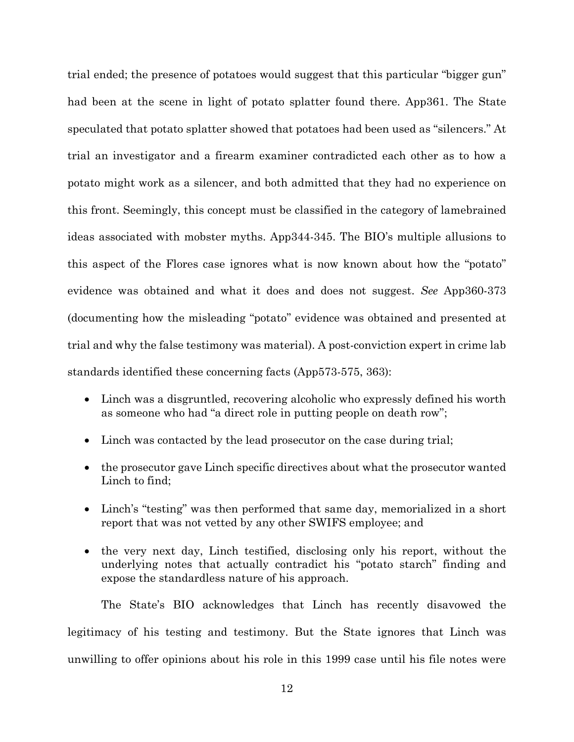trial ended; the presence of potatoes would suggest that this particular "bigger gun" had been at the scene in light of potato splatter found there. App361. The State speculated that potato splatter showed that potatoes had been used as "silencers." At trial an investigator and a firearm examiner contradicted each other as to how a potato might work as a silencer, and both admitted that they had no experience on this front. Seemingly, this concept must be classified in the category of lamebrained ideas associated with mobster myths. App344-345. The BIO's multiple allusions to this aspect of the Flores case ignores what is now known about how the "potato" evidence was obtained and what it does and does not suggest. *See* App360-373 (documenting how the misleading "potato" evidence was obtained and presented at trial and why the false testimony was material). A post-conviction expert in crime lab standards identified these concerning facts (App573-575, 363):

- Linch was a disgruntled, recovering alcoholic who expressly defined his worth as someone who had "a direct role in putting people on death row";
- Linch was contacted by the lead prosecutor on the case during trial;
- the prosecutor gave Linch specific directives about what the prosecutor wanted Linch to find;
- Linch's "testing" was then performed that same day, memorialized in a short report that was not vetted by any other SWIFS employee; and
- the very next day, Linch testified, disclosing only his report, without the underlying notes that actually contradict his "potato starch" finding and expose the standardless nature of his approach.

The State's BIO acknowledges that Linch has recently disavowed the legitimacy of his testing and testimony. But the State ignores that Linch was unwilling to offer opinions about his role in this 1999 case until his file notes were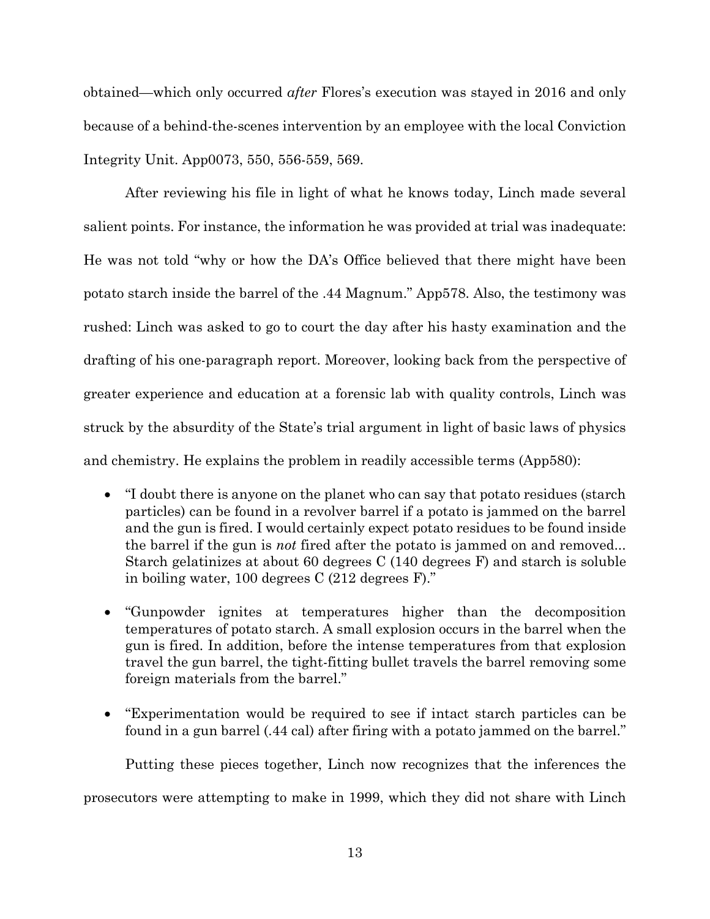obtained—which only occurred *after* Flores's execution was stayed in 2016 and only because of a behind-the-scenes intervention by an employee with the local Conviction Integrity Unit. App0073, 550, 556-559, 569.

After reviewing his file in light of what he knows today, Linch made several salient points. For instance, the information he was provided at trial was inadequate: He was not told "why or how the DA's Office believed that there might have been potato starch inside the barrel of the .44 Magnum." App578. Also, the testimony was rushed: Linch was asked to go to court the day after his hasty examination and the drafting of his one-paragraph report. Moreover, looking back from the perspective of greater experience and education at a forensic lab with quality controls, Linch was struck by the absurdity of the State's trial argument in light of basic laws of physics and chemistry. He explains the problem in readily accessible terms (App580):

- "I doubt there is anyone on the planet who can say that potato residues (starch particles) can be found in a revolver barrel if a potato is jammed on the barrel and the gun is fired. I would certainly expect potato residues to be found inside the barrel if the gun is *not* fired after the potato is jammed on and removed... Starch gelatinizes at about 60 degrees C (140 degrees F) and starch is soluble in boiling water, 100 degrees C (212 degrees F)."
- "Gunpowder ignites at temperatures higher than the decomposition temperatures of potato starch. A small explosion occurs in the barrel when the gun is fired. In addition, before the intense temperatures from that explosion travel the gun barrel, the tight-fitting bullet travels the barrel removing some foreign materials from the barrel."
- "Experimentation would be required to see if intact starch particles can be found in a gun barrel (.44 cal) after firing with a potato jammed on the barrel."

Putting these pieces together, Linch now recognizes that the inferences the prosecutors were attempting to make in 1999, which they did not share with Linch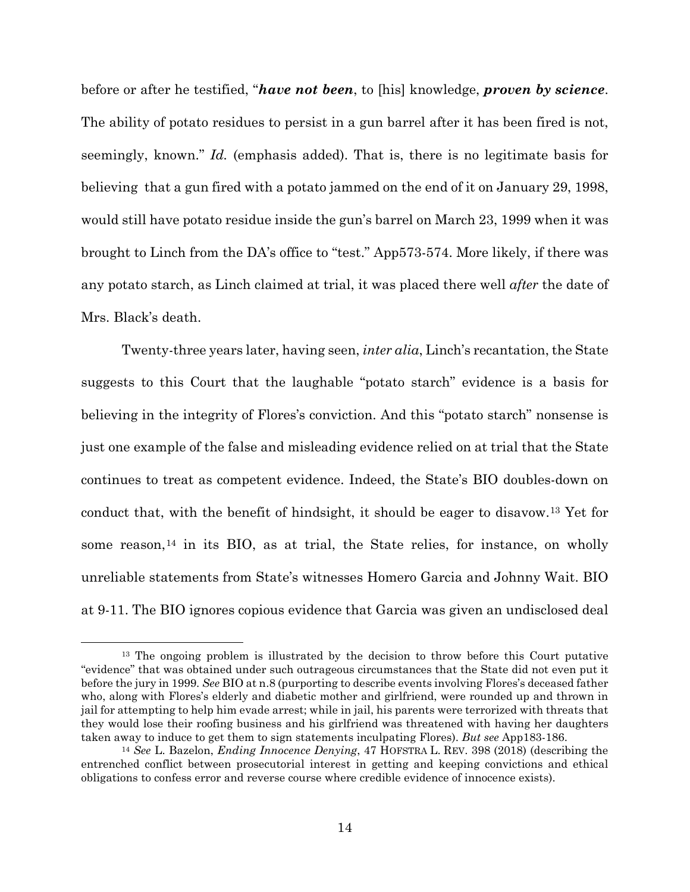before or after he testified, "***have not been***, to [his] knowledge, ***proven by science***. The ability of potato residues to persist in a gun barrel after it has been fired is not, seemingly, known." *Id.* (emphasis added). That is, there is no legitimate basis for believing that a gun fired with a potato jammed on the end of it on January 29, 1998, would still have potato residue inside the gun's barrel on March 23, 1999 when it was brought to Linch from the DA's office to "test." App573-574. More likely, if there was any potato starch, as Linch claimed at trial, it was placed there well *after* the date of Mrs. Black's death.

Twenty-three years later, having seen, *inter alia*, Linch's recantation, the State suggests to this Court that the laughable "potato starch" evidence is a basis for believing in the integrity of Flores's conviction. And this "potato starch" nonsense is just one example of the false and misleading evidence relied on at trial that the State continues to treat as competent evidence. Indeed, the State's BIO doubles-down on conduct that, with the benefit of hindsight, it should be eager to disavow.[13] Yet for some reason,[14] in its BIO, as at trial, the State relies, for instance, on wholly unreliable statements from State's witnesses Homero Garcia and Johnny Wait. BIO at 9-11. The BIO ignores copious evidence that Garcia was given an undisclosed deal

---

[13] The ongoing problem is illustrated by the decision to throw before this Court putative "evidence" that was obtained under such outrageous circumstances that the State did not even put it before the jury in 1999. *See* BIO at n.8 (purporting to describe events involving Flores's deceased father who, along with Flores's elderly and diabetic mother and girlfriend, were rounded up and thrown in jail for attempting to help him evade arrest; while in jail, his parents were terrorized with threats that they would lose their roofing business and his girlfriend was threatened with having her daughters taken away to induce to get them to sign statements inculpating Flores). *But see* App183-186.

[14] *See* L. Bazelon, *Ending Innocence Denying*, 47 HOFSTRA L. REV. 398 (2018) (describing the entrenched conflict between prosecutorial interest in getting and keeping convictions and ethical obligations to confess error and reverse course where credible evidence of innocence exists).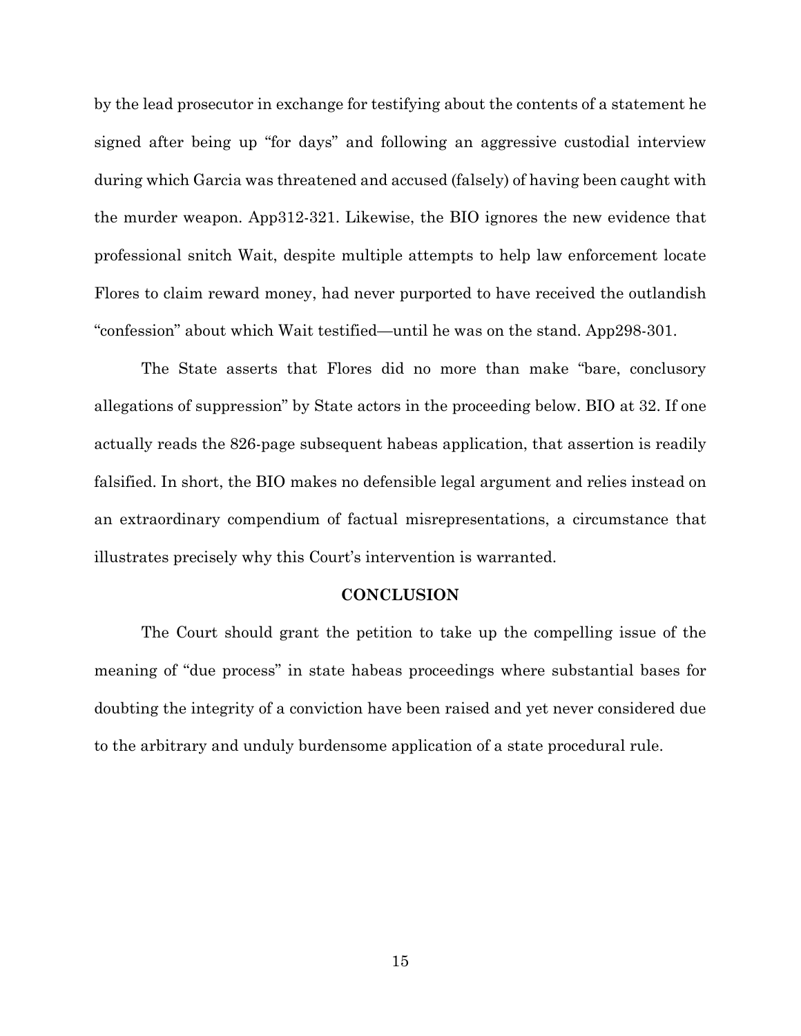by the lead prosecutor in exchange for testifying about the contents of a statement he signed after being up "for days" and following an aggressive custodial interview during which Garcia was threatened and accused (falsely) of having been caught with the murder weapon. App312-321. Likewise, the BIO ignores the new evidence that professional snitch Wait, despite multiple attempts to help law enforcement locate Flores to claim reward money, had never purported to have received the outlandish "confession" about which Wait testified—until he was on the stand. App298-301.

The State asserts that Flores did no more than make "bare, conclusory allegations of suppression" by State actors in the proceeding below. BIO at 32. If one actually reads the 826-page subsequent habeas application, that assertion is readily falsified. In short, the BIO makes no defensible legal argument and relies instead on an extraordinary compendium of factual misrepresentations, a circumstance that illustrates precisely why this Court's intervention is warranted.

## CONCLUSION

The Court should grant the petition to take up the compelling issue of the meaning of "due process" in state habeas proceedings where substantial bases for doubting the integrity of a conviction have been raised and yet never considered due to the arbitrary and unduly burdensome application of a state procedural rule.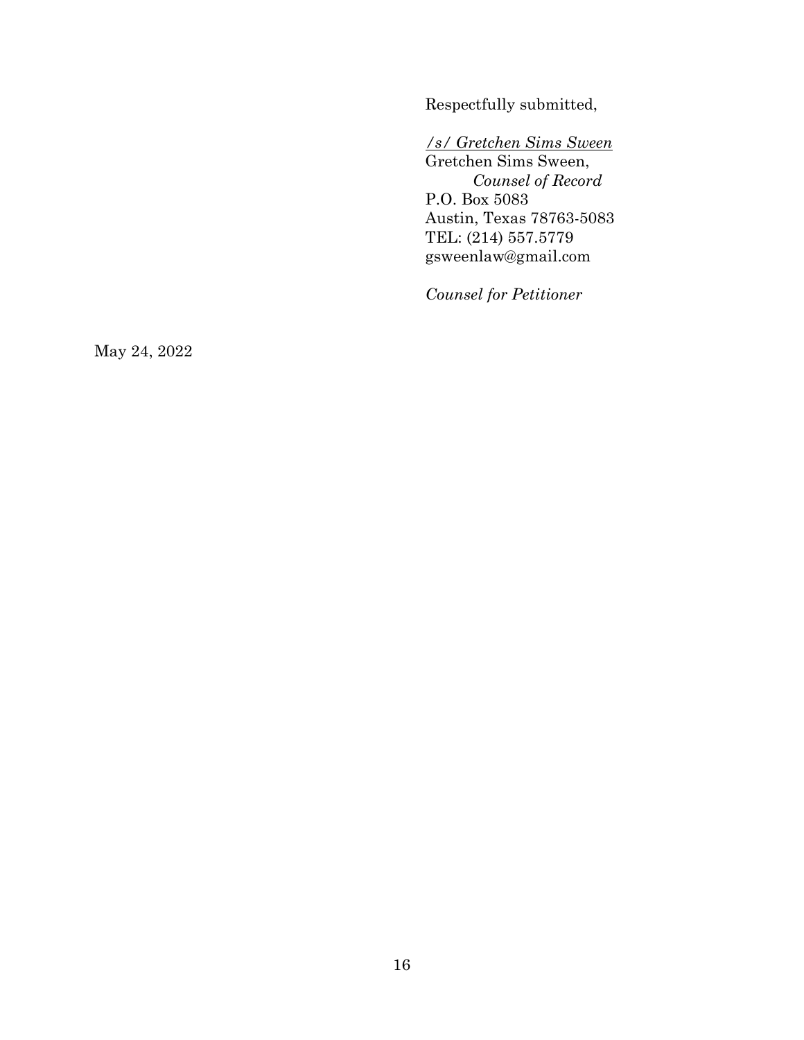Respectfully submitted,

*/s/ Gretchen Sims Sween*
Gretchen Sims Sween,
*Counsel of Record*
P.O. Box 5083
Austin, Texas 78763-5083
TEL: (214) 557.5779
gsweenlaw@gmail.com

*Counsel for Petitioner*

May 24, 2022